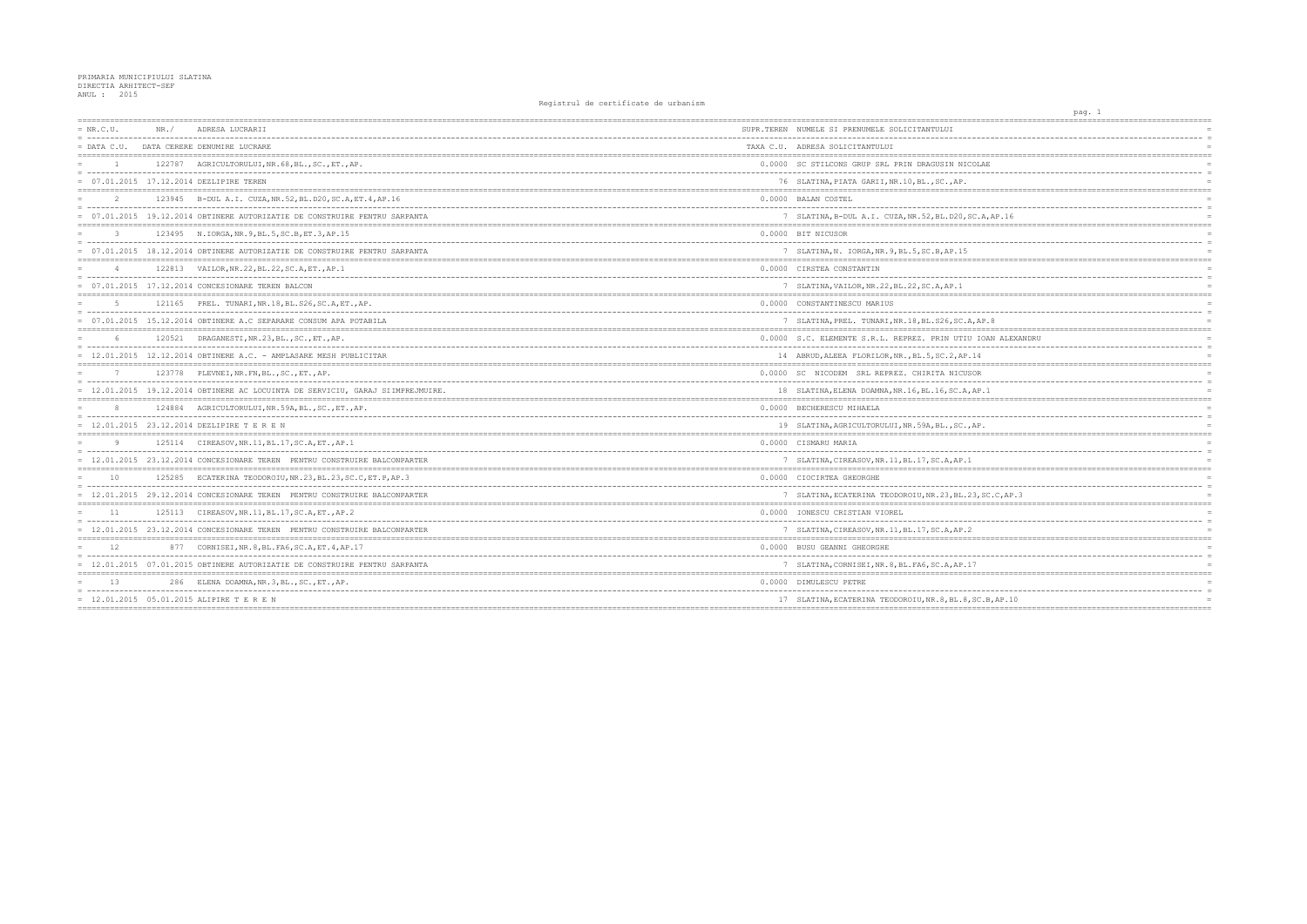PRIMARIA MUNICIPIULUI SLATINA
DIRECTIA ARHITECT-SEF
ANUL : 2015

Registrul de certificate de urbanism

| NR.C.U. / DATA C.U. | NR./ DATA CERERE | ADRESA LUCRARII / DENUMIRE LUCRARE | SUPR.TEREN / TAXA C.U. | NUMELE SI PRENUMELE SOLICITANTULUI / ADRESA SOLICITANTULUI |
|---|---|---|---|---|
| 1 | 122787 | AGRICULTORULUI,NR.68,BL.,SC.,ET.,AP. | 0.0000 | SC STILCONS GRUP SRL PRIN DRAGUSIN NICOLAE |
| 07.01.2015 | 17.12.2014 | DEZLIPIRE TEREN | 76 | SLATINA,PIATA GARII,NR.10,BL.,SC.,AP. |
| 2 | 123945 | B-DUL A.I. CUZA,NR.52,BL.D20,SC.A,ET.4,AP.16 | 0.0000 | BALAN COSTEL |
| 07.01.2015 | 19.12.2014 | OBTINERE AUTORIZATIE DE CONSTRUIRE PENTRU SARPANTA | 7 | SLATINA,B-DUL A.I. CUZA,NR.52,BL.D20,SC.A,AP.16 |
| 3 | 123495 | N.IORGA,NR.9,BL.5,SC.B,ET.3,AP.15 | 0.0000 | BIT NICUSOR |
| 07.01.2015 | 18.12.2014 | OBTINERE AUTORIZATIE DE CONSTRUIRE PENTRU SARPANTA | 7 | SLATINA,N. IORGA,NR.9,BL.5,SC.B,AP.15 |
| 4 | 122813 | VAILOR,NR.22,BL.22,SC.A,ET.,AP.1 | 0.0000 | CIRSTEA CONSTANTIN |
| 07.01.2015 | 17.12.2014 | CONCESIONARE TEREN BALCON | 7 | SLATINA,VAILOR,NR.22,BL.22,SC.A,AP.1 |
| 5 | 121165 | PREL. TUNARI,NR.18,BL.S26,SC.A,ET.,AP. | 0.0000 | CONSTANTINESCU MARIUS |
| 07.01.2015 | 15.12.2014 | OBTINERE A.C SEPARARE CONSUM APA POTABILA | 7 | SLATINA,PREL. TUNARI,NR.18,BL.S26,SC.A,AP.8 |
| 6 | 120521 | DRAGANESTI,NR.23,BL.,SC.,ET.,AP. | 0.0000 | S.C. ELEMENTE S.R.L. REPREZ. PRIN UTIU IOAN ALEXANDRU |
| 12.01.2015 | 12.12.2014 | OBTINERE A.C. - AMPLASARE MESH PUBLICITAR | 14 | ABRUD,ALEEA FLORILOR,NR.,BL.5,SC.2,AP.14 |
| 7 | 123778 | PLEVNEI,NR.FN,BL.,SC.,ET.,AP. | 0.0000 | SC NICODEM SRL REPREZ. CHIRITA NICUSOR |
| 12.01.2015 | 19.12.2014 | OBTINERE AC LOCUINTA DE SERVICIU, GARAJ SI IMPREJMUIRE. | 18 | SLATINA,ELENA DOAMNA,NR.16,BL.16,SC.A,AP.1 |
| 8 | 124884 | AGRICULTORULUI,NR.59A,BL.,SC.,ET.,AP. | 0.0000 | BECHERESCU MIHAELA |
| 12.01.2015 | 23.12.2014 | DEZLIPIRE T E R E N | 19 | SLATINA,AGRICULTORULUI,NR.59A,BL.,SC.,AP. |
| 9 | 125114 | CIREASOV,NR.11,BL.17,SC.A,ET.,AP.1 | 0.0000 | CISMARU MARIA |
| 12.01.2015 | 23.12.2014 | CONCESIONARE TEREN PENTRU CONSTRUIRE BALCONPARTER | 7 | SLATINA,CIREASOV,NR.11,BL.17,SC.A,AP.1 |
| 10 | 125285 | ECATERINA TEODOROIU,NR.23,BL.23,SC.C,ET.P,AP.3 | 0.0000 | CIOCIRTEA GHEORGHE |
| 12.01.2015 | 29.12.2014 | CONCESIONARE TEREN PENTRU CONSTRUIRE BALCONPARTER | 7 | SLATINA,ECATERINA TEODOROIU,NR.23,BL.23,SC.C,AP.3 |
| 11 | 125113 | CIREASOV,NR.11,BL.17,SC.A,ET.,AP.2 | 0.0000 | IONESCU CRISTIAN VIOREL |
| 12.01.2015 | 23.12.2014 | CONCESIONARE TEREN PENTRU CONSTRUIRE BALCONPARTER | 7 | SLATINA,CIREASOV,NR.11,BL.17,SC.A,AP.2 |
| 12 | 877 | CORNISEI,NR.8,BL.FA6,SC.A,ET.4,AP.17 | 0.0000 | BUSU GEANNI GHEORGHE |
| 12.01.2015 | 07.01.2015 | OBTINERE AUTORIZATIE DE CONSTRUIRE PENTRU SARPANTA | 7 | SLATINA,CORNISEI,NR.8,BL.FA6,SC.A,AP.17 |
| 13 | 286 | ELENA DOAMNA,NR.3,BL.,SC.,ET.,AP. | 0.0000 | DIMULESCU PETRE |
| 12.01.2015 | 05.01.2015 | ALIPIRE T E R E N | 17 | SLATINA,ECATERINA TEODOROIU,NR.8,BL.8,SC.B,AP.10 |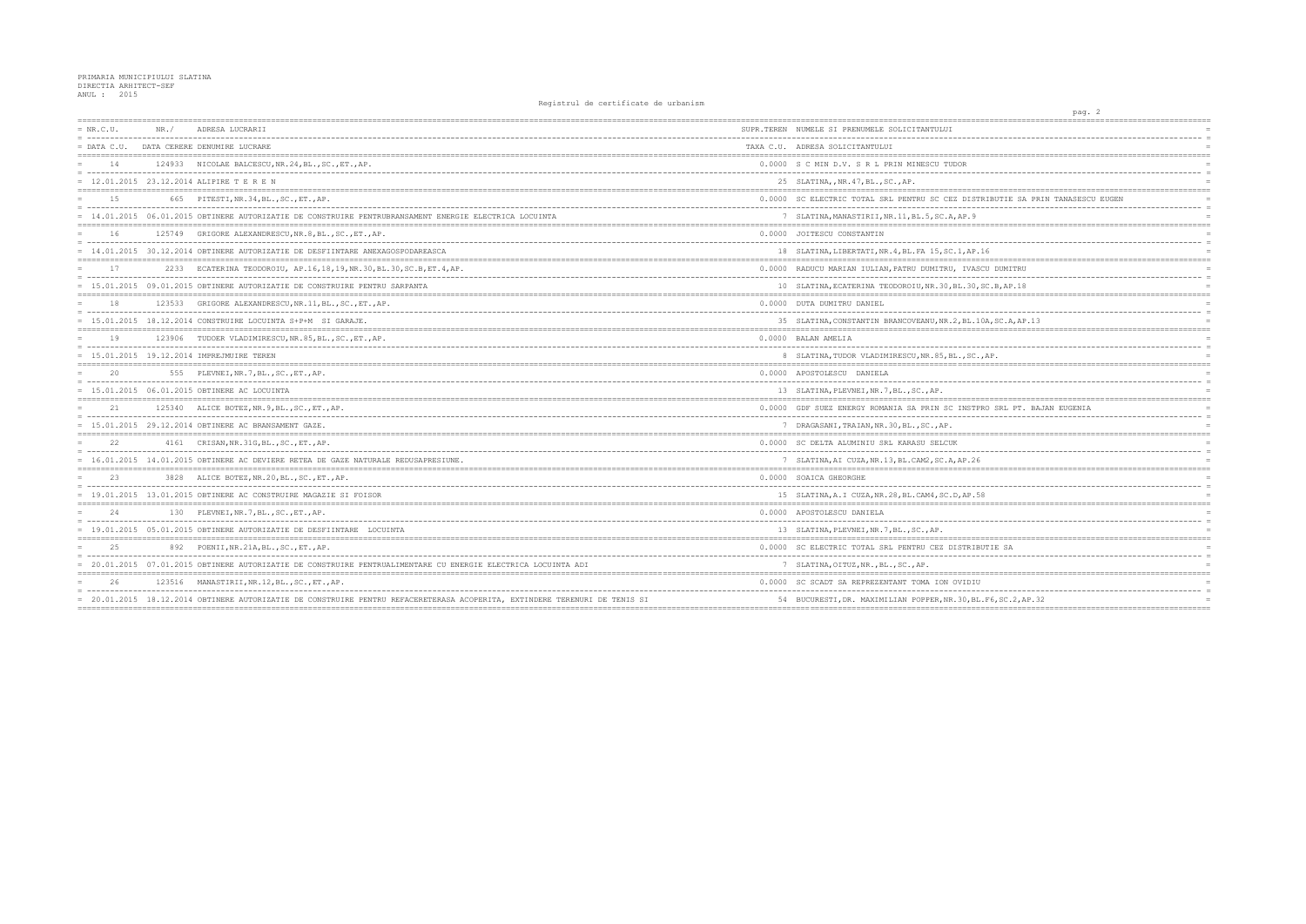PRIMARIA MUNICIPIULUI SLATINA
DIRECTIA ARHITECT-SEF
ANUL : 2015

Registrul de certificate de urbanism

| NR.C.U. / DATA C.U. | NR./ DATA CERERE | ADRESA LUCRARII / DENUMIRE LUCRARE | SUPR.TEREN / TAXA C.U. | NUMELE SI PRENUMELE SOLICITANTULUI / ADRESA SOLICITANTULUI |
|---|---|---|---|---|
| 14 | 124933 | NICOLAE BALCESCU,NR.24,BL.,SC.,ET.,AP. | 0.0000 | S C MIN D.V. S R L PRIN MINESCU TUDOR |
| 12.01.2015 | 23.12.2014 | ALIPIRE T E R E N | 25 | SLATINA,,NR.47,BL.,SC.,AP. |
| 15 | 665 | PITESTI,NR.34,BL.,SC.,ET.,AP. | 0.0000 | SC ELECTRIC TOTAL SRL PENTRU SC CEZ DISTRIBUTIE SA PRIN TANASESCU EUGEN |
| 14.01.2015 | 06.01.2015 | OBTINERE AUTORIZATIE DE CONSTRUIRE PENTRUBRANSAMENT ENERGIE ELECTRICA LOCUINTA | 7 | SLATINA,MANASTIRII,NR.11,BL.5,SC.A,AP.9 |
| 16 | 125749 | GRIGORE ALEXANDRESCU,NR.8,BL.,SC.,ET.,AP. | 0.0000 | JOITESCU CONSTANTIN |
| 14.01.2015 | 30.12.2014 | OBTINERE AUTORIZATIE DE DESFIINTARE ANEXAGOSPODAREASCA | 18 | SLATINA,LIBERTATI,NR.4,BL.FA 15,SC.1,AP.16 |
| 17 | 2233 | ECATERINA TEODOROIU, AP.16,18,19,NR.30,BL.30,SC.B,ET.4,AP. | 0.0000 | RADUCU MARIAN IULIAN,PATRU DUMITRU, IVASCU DUMITRU |
| 15.01.2015 | 09.01.2015 | OBTINERE AUTORIZATIE DE CONSTRUIRE PENTRU SARPANTA | 10 | SLATINA,ECATERINA TEODOROIU,NR.30,BL.30,SC.B,AP.18 |
| 18 | 123533 | GRIGORE ALEXANDRESCU,NR.11,BL.,SC.,ET.,AP. | 0.0000 | DUTA DUMITRU DANIEL |
| 15.01.2015 | 18.12.2014 | CONSTRUIRE LOCUINTA S+P+M SI GARAJE. | 35 | SLATINA,CONSTANTIN BRANCOVEANU,NR.2,BL.10A,SC.A,AP.13 |
| 19 | 123906 | TUDOER VLADIMIRESCU,NR.85,BL.,SC.,ET.,AP. | 0.0000 | BALAN AMELIA |
| 15.01.2015 | 19.12.2014 | IMPREJMUIRE TEREN | 8 | SLATINA,TUDOR VLADIMIRESCU,NR.85,BL.,SC.,AP. |
| 20 | 555 | PLEVNEI,NR.7,BL.,SC.,ET.,AP. | 0.0000 | APOSTOLESCU DANIELA |
| 15.01.2015 | 06.01.2015 | OBTINERE AC LOCUINTA | 13 | SLATINA,PLEVNEI,NR.7,BL.,SC.,AP. |
| 21 | 125340 | ALICE BOTEZ,NR.9,BL.,SC.,ET.,AP. | 0.0000 | GDF SUEZ ENERGY ROMANIA SA PRIN SC INSTPRO SRL PT. BAJAN EUGENIA |
| 15.01.2015 | 29.12.2014 | OBTINERE AC BRANSAMENT GAZE. | 7 | DRAGASANI,TRAIAN,NR.30,BL.,SC.,AP. |
| 22 | 4161 | CRISAN,NR.31G,BL.,SC.,ET.,AP. | 0.0000 | SC DELTA ALUMINIU SRL KARASU SELCUK |
| 16.01.2015 | 14.01.2015 | OBTINERE AC DEVIERE RETEA DE GAZE NATURALE REDUSAPRESIUNE. | 7 | SLATINA,AI CUZA,NR.13,BL.CAM2,SC.A,AP.26 |
| 23 | 3828 | ALICE BOTEZ,NR.20,BL.,SC.,ET.,AP. | 0.0000 | SOAICA GHEORGHE |
| 19.01.2015 | 13.01.2015 | OBTINERE AC CONSTRUIRE MAGAZIE SI FOISOR | 15 | SLATINA,A.I CUZA,NR.28,BL.CAM4,SC.D,AP.58 |
| 24 | 130 | PLEVNEI,NR.7,BL.,SC.,ET.,AP. | 0.0000 | APOSTOLESCU DANIELA |
| 19.01.2015 | 05.01.2015 | OBTINERE AUTORIZATIE DE DESFIINTARE LOCUINTA | 13 | SLATINA,PLEVNEI,NR.7,BL.,SC.,AP. |
| 25 | 892 | POENII,NR.21A,BL.,SC.,ET.,AP. | 0.0000 | SC ELECTRIC TOTAL SRL PENTRU CEZ DISTRIBUTIE SA |
| 20.01.2015 | 07.01.2015 | OBTINERE AUTORIZATIE DE CONSTRUIRE PENTRUALIMENTARE CU ENERGIE ELECTRICA LOCUINTA ADI | 7 | SLATINA,OITUZ,NR.,BL.,SC.,AP. |
| 26 | 123516 | MANASTIRII,NR.12,BL.,SC.,ET.,AP. | 0.0000 | SC SCADT SA REPREZENTANT TOMA ION OVIDIU |
| 20.01.2015 | 18.12.2014 | OBTINERE AUTORIZATIE DE CONSTRUIRE PENTRU REFACERETERASA ACOPERITA, EXTINDERE TERENURI DE TENIS SI | 54 | BUCURESTI,DR. MAXIMILIAN POPPER,NR.30,BL.F6,SC.2,AP.32 |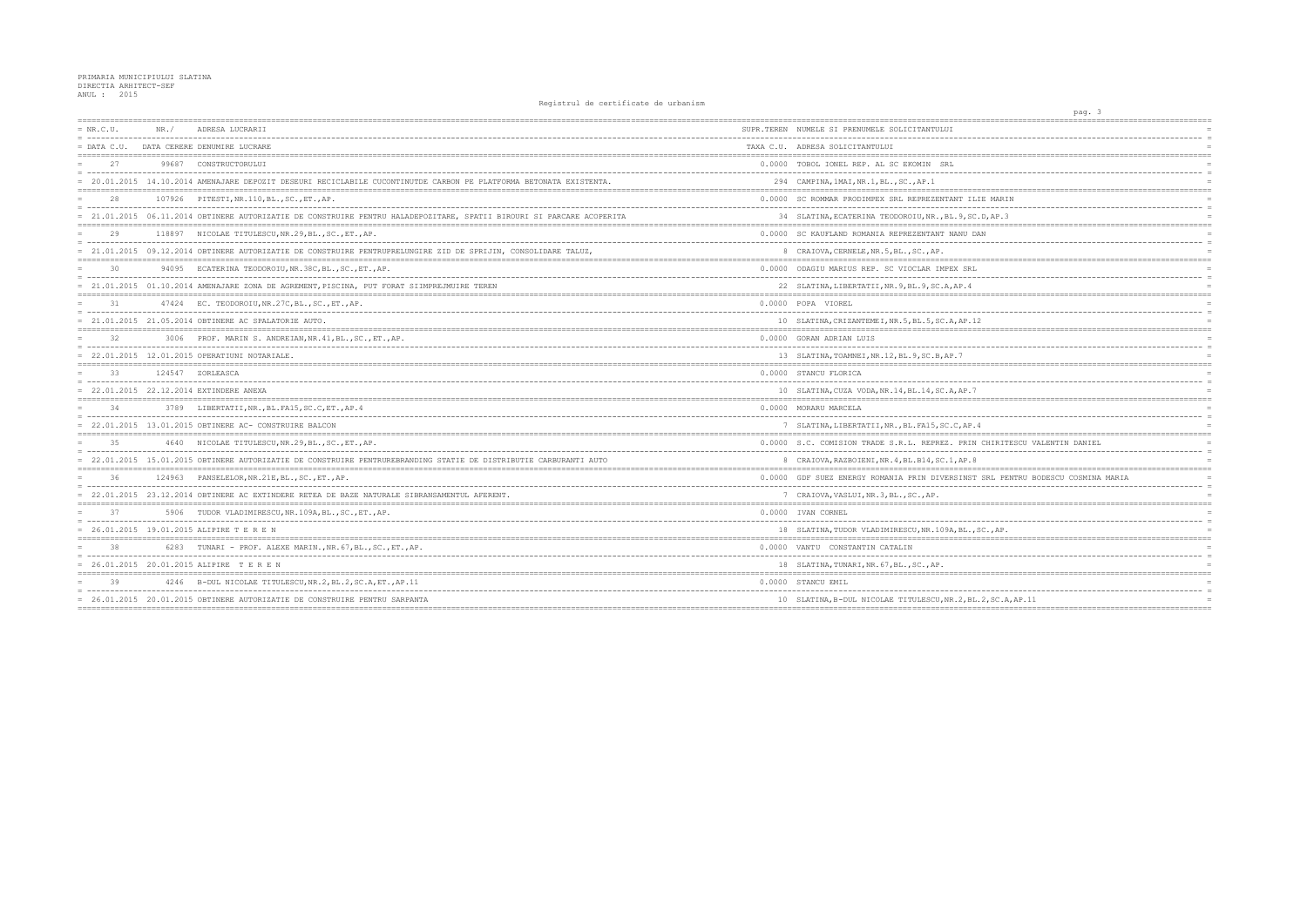PRIMARIA MUNICIPIULUI SLATINA
DIRECTIA ARHITECT-SEF
ANUL : 2015

Registrul de certificate de urbanism

| NR.C.U. / DATA C.U. | NR./ DATA CERERE | ADRESA LUCRARII / DENUMIRE LUCRARE | SUPR.TEREN / TAXA C.U. | NUMELE SI PRENUMELE SOLICITANTULUI / ADRESA SOLICITANTULUI |
|---|---|---|---|---|
| 27 | 99687 | CONSTRUCTORULUI | 0.0000 | TOBOL IONEL REP. AL SC EKOMIN SRL |
| 20.01.2015 | 14.10.2014 | AMENAJARE DEPOZIT DESEURI RECICLABILE CUCONTINUTDE CARBON PE PLATFORMA BETONATA EXISTENTA. | 294 | CAMPINA,1MAI,NR.1,BL.,SC.,AP.1 |
| 28 | 107926 | PITESTI,NR.110,BL.,SC.,ET.,AP. | 0.0000 | SC ROMMAR PRODIMPEX SRL REPREZENTANT ILIE MARIN |
| 21.01.2015 | 06.11.2014 | OBTINERE AUTORIZATIE DE CONSTRUIRE PENTRU HALADEPOZITARE, SPATII BIROURI SI PARCARE ACOPERITA | 34 | SLATINA,ECATERINA TEODOROIU,NR.,BL.9,SC.D,AP.3 |
| 29 | 118897 | NICOLAE TITULESCU,NR.29,BL.,SC.,ET.,AP. | 0.0000 | SC KAUFLAND ROMANIA REPREZENTANT NANU DAN |
| 21.01.2015 | 09.12.2014 | OBTINERE AUTORIZATIE DE CONSTRUIRE PENTRUPRELUNGIRE ZID DE SPRIJIN, CONSOLIDARE TALUZ, | 8 | CRAIOVA,CERNELE,NR.5,BL.,SC.,AP. |
| 30 | 94095 | ECATERINA TEODOROIU,NR.38C,BL.,SC.,ET.,AP. | 0.0000 | ODAGIU MARIUS REP. SC VIOCLAR IMPEX SRL |
| 21.01.2015 | 01.10.2014 | AMENAJARE ZONA DE AGREMENT,PISCINA, PUT FORAT SIIMPREJMUIRE TEREN | 22 | SLATINA,LIBERTATII,NR.9,BL.9,SC.A,AP.4 |
| 31 | 47424 | EC. TEODOROIU,NR.27C,BL.,SC.,ET.,AP. | 0.0000 | POPA VIOREL |
| 21.01.2015 | 21.05.2014 | OBTINERE AC SPALATORIE AUTO. | 10 | SLATINA,CRIZANTEMEI,NR.5,BL.5,SC.A,AP.12 |
| 32 | 3006 | PROF. MARIN S. ANDREIAN,NR.41,BL.,SC.,ET.,AP. | 0.0000 | GORAN ADRIAN LUIS |
| 22.01.2015 | 12.01.2015 | OPERATIUNI NOTARIALE. | 13 | SLATINA,TOAMNEI,NR.12,BL.9,SC.B,AP.7 |
| 33 | 124547 | ZORLEASCA | 0.0000 | STANCU FLORICA |
| 22.01.2015 | 22.12.2014 | EXTINDERE ANEXA | 10 | SLATINA,CUZA VODA,NR.14,BL.14,SC.A,AP.7 |
| 34 | 3789 | LIBERTATII,NR.,BL.FA15,SC.C,ET.,AP.4 | 0.0000 | MORARU MARCELA |
| 22.01.2015 | 13.01.2015 | OBTINERE AC- CONSTRUIRE BALCON | 7 | SLATINA,LIBERTATII,NR.,BL.FA15,SC.C,AP.4 |
| 35 | 4640 | NICOLAE TITULESCU,NR.29,BL.,SC.,ET.,AP. | 0.0000 | S.C. COMISION TRADE S.R.L. REPREZ. PRIN CHIRITESCU VALENTIN DANIEL |
| 22.01.2015 | 15.01.2015 | OBTINERE AUTORIZATIE DE CONSTRUIRE PENTRUREBRANDING STATIE DE DISTRIBUTIE CARBURANTI AUTO | 8 | CRAIOVA,RAZBOIENI,NR.4,BL.B14,SC.1,AP.8 |
| 36 | 124963 | PANSELELOR,NR.21E,BL.,SC.,ET.,AP. | 0.0000 | GDF SUEZ ENERGY ROMANIA PRIN DIVERSINST SRL PENTRU BODESCU COSMINA MARIA |
| 22.01.2015 | 23.12.2014 | OBTINERE AC EXTINDERE RETEA DE BAZE NATURALE SIBRANSAMENTUL AFERENT. | 7 | CRAIOVA,VASLUI,NR.3,BL.,SC.,AP. |
| 37 | 5906 | TUDOR VLADIMIRESCU,NR.109A,BL.,SC.,ET.,AP. | 0.0000 | IVAN CORNEL |
| 26.01.2015 | 19.01.2015 | ALIPIRE T E R E N | 18 | SLATINA,TUDOR VLADIMIRESCU,NR.109A,BL.,SC.,AP. |
| 38 | 6283 | TUNARI - PROF. ALEXE MARIN.,NR.67,BL.,SC.,ET.,AP. | 0.0000 | VANTU CONSTANTIN CATALIN |
| 26.01.2015 | 20.01.2015 | ALIPIRE T E R E N | 18 | SLATINA,TUNARI,NR.67,BL.,SC.,AP. |
| 39 | 4246 | B-DUL NICOLAE TITULESCU,NR.2,BL.2,SC.A,ET.,AP.11 | 0.0000 | STANCU EMIL |
| 26.01.2015 | 20.01.2015 | OBTINERE AUTORIZATIE DE CONSTRUIRE PENTRU SARPANTA | 10 | SLATINA,B-DUL NICOLAE TITULESCU,NR.2,BL.2,SC.A,AP.11 |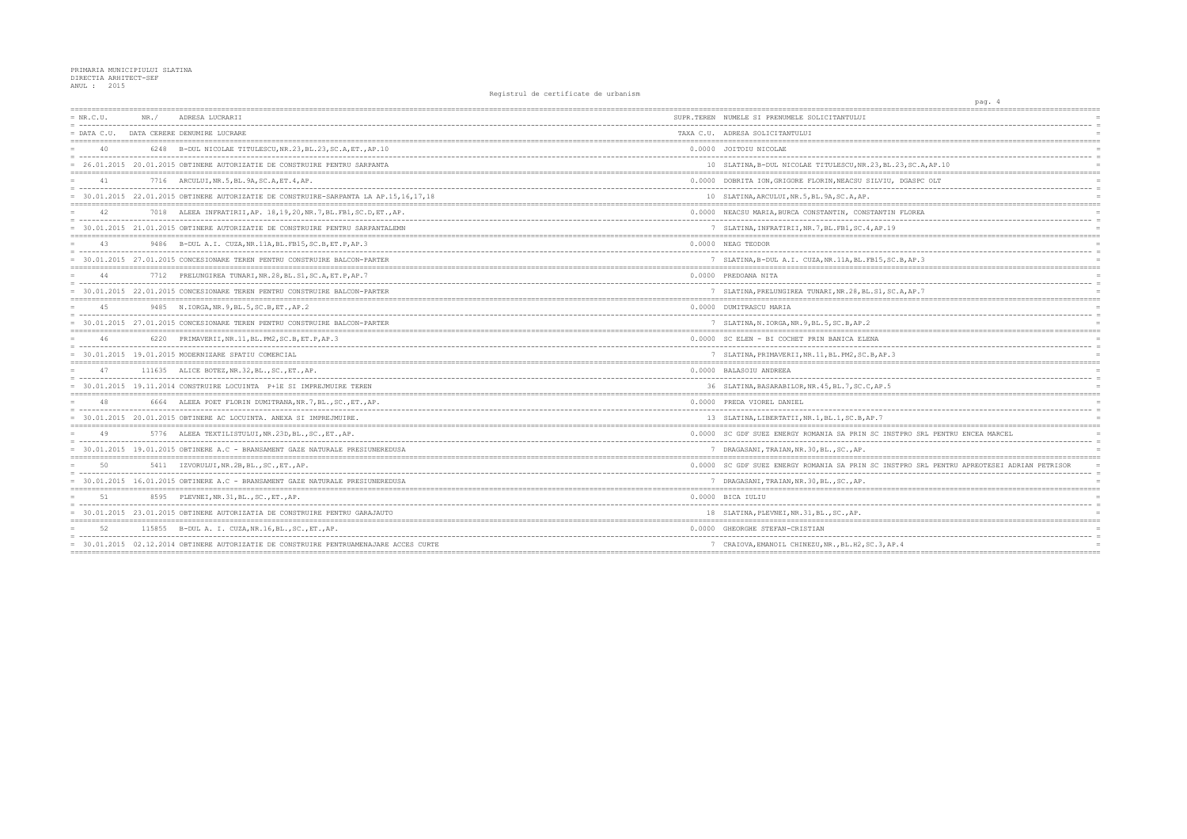PRIMARIA MUNICIPIULUI SLATINA
DIRECTIA ARHITECT-SEF
ANUL : 2015

Registrul de certificate de urbanism

| NR.C.U. / DATA C.U. | NR. / DATA CERERE | ADRESA LUCRARII / DENUMIRE LUCRARE | SUPR.TEREN / TAXA C.U. | NUMELE SI PRENUMELE SOLICITANTULUI / ADRESA SOLICITANTULUI |
|---|---|---|---|---|
| 40 | 6248 | B-DUL NICOLAE TITULESCU,NR.23,BL.23,SC.A,ET.,AP.10 | 0.0000 | JOITOIU NICOLAE |
| 26.01.2015 | 20.01.2015 | OBTINERE AUTORIZATIE DE CONSTRUIRE PENTRU SARPANTA | 10 | SLATINA,B-DUL NICOLAE TITULESCU,NR.23,BL.23,SC.A,AP.10 |
| 41 | 7716 | ARCULUI,NR.5,BL.9A,SC.A,ET.4,AP. | 0.0000 | DOBRITA ION,GRIGORE FLORIN,NEACSU SILVIU, DGASPC OLT |
| 30.01.2015 | 22.01.2015 | OBTINERE AUTORIZATIE DE CONSTRUIRE-SARPANTA LA AP.15,16,17,18 | 10 | SLATINA,ARCULUI,NR.5,BL.9A,SC.A,AP. |
| 42 | 7018 | ALEEA INFRATIRII,AP. 18,19,20,NR.7,BL.FB1,SC.D,ET.,AP. | 0.0000 | NEACSU MARIA,BURCA CONSTANTIN, CONSTANTIN FLOREA |
| 30.01.2015 | 21.01.2015 | OBTINERE AUTORIZATIE DE CONSTRUIRE PENTRU SARPANTALEMN | 7 | SLATINA,INFRATIRII,NR.7,BL.FB1,SC.4,AP.19 |
| 43 | 9486 | B-DUL A.I. CUZA,NR.11A,BL.FB15,SC.B,ET.P,AP.3 | 0.0000 | NEAG TEODOR |
| 30.01.2015 | 27.01.2015 | CONCESIONARE TEREN PENTRU CONSTRUIRE BALCON-PARTER | 7 | SLATINA,B-DUL A.I. CUZA,NR.11A,BL.FB15,SC.B,AP.3 |
| 44 | 7712 | PRELUNGIREA TUNARI,NR.28,BL.S1,SC.A,ET.P,AP.7 | 0.0000 | PREDOANA NITA |
| 30.01.2015 | 22.01.2015 | CONCESIONARE TEREN PENTRU CONSTRUIRE BALCON-PARTER | 7 | SLATINA,PRELUNGIREA TUNARI,NR.28,BL.S1,SC.A,AP.7 |
| 45 | 9485 | N.IORGA,NR.9,BL.5,SC.B,ET.,AP.2 | 0.0000 | DUMITRASCU MARIA |
| 30.01.2015 | 27.01.2015 | CONCESIONARE TEREN PENTRU CONSTRUIRE BALCON-PARTER | 7 | SLATINA,N.IORGA,NR.9,BL.5,SC.B,AP.2 |
| 46 | 6220 | PRIMAVERII,NR.11,BL.PM2,SC.B,ET.P,AP.3 | 0.0000 | SC ELEN - BI COCHET PRIN BANICA ELENA |
| 30.01.2015 | 19.01.2015 | MODERNIZARE SPATIU COMERCIAL | 7 | SLATINA,PRIMAVERII,NR.11,BL.PM2,SC.B,AP.3 |
| 47 | 111635 | ALICE BOTEZ,NR.32,BL.,SC.,ET.,AP. | 0.0000 | BALASOIU ANDREEA |
| 30.01.2015 | 19.11.2014 | CONSTRUIRE LOCUINTA P+1E SI IMPREJMUIRE TEREN | 36 | SLATINA,BASARABILOR,NR.45,BL.7,SC.C,AP.5 |
| 48 | 6664 | ALEEA POET FLORIN DUMITRANA,NR.7,BL.,SC.,ET.,AP. | 0.0000 | PREDA VIOREL DANIEL |
| 30.01.2015 | 20.01.2015 | OBTINERE AC LOCUINTA. ANEXA SI IMPREJMUIRE. | 13 | SLATINA,LIBERTATII,NR.1,BL.1,SC.B,AP.7 |
| 49 | 5776 | ALEEA TEXTILISTULUI,NR.23D,BL.,SC.,ET.,AP. | 0.0000 | SC GDF SUEZ ENERGY ROMANIA SA PRIN SC INSTPRO SRL PENTRU ENCEA MARCEL |
| 30.01.2015 | 19.01.2015 | OBTINERE A.C - BRANSAMENT GAZE NATURALE PRESIUNEREDUSA | 7 | DRAGASANI,TRAIAN,NR.30,BL.,SC.,AP. |
| 50 | 5411 | IZVORULUI,NR.2B,BL.,SC.,ET.,AP. | 0.0000 | SC GDF SUEZ ENERGY ROMANIA SA PRIN SC INSTPRO SRL PENTRU APREOTESEI ADRIAN PETRISOR |
| 30.01.2015 | 16.01.2015 | OBTINERE A.C - BRANSAMENT GAZE NATURALE PRESIUNEREDUSA | 7 | DRAGASANI,TRAIAN,NR.30,BL.,SC.,AP. |
| 51 | 8595 | PLEVNEI,NR.31,BL.,SC.,ET.,AP. | 0.0000 | BICA IULIU |
| 30.01.2015 | 23.01.2015 | OBTINERE AUTORIZATIA DE CONSTRUIRE PENTRU GARAJAUTO | 18 | SLATINA,PLEVNEI,NR.31,BL.,SC.,AP. |
| 52 | 115855 | B-DUL A. I. CUZA,NR.16,BL.,SC.,ET.,AP. | 0.0000 | GHEORGHE STEFAN-CRISTIAN |
| 30.01.2015 | 02.12.2014 | OBTINERE AUTORIZATIE DE CONSTRUIRE PENTRUAMENAJARE ACCES CURTE | 7 | CRAIOVA,EMANOIL CHINEZU,NR.,BL.H2,SC.3,AP.4 |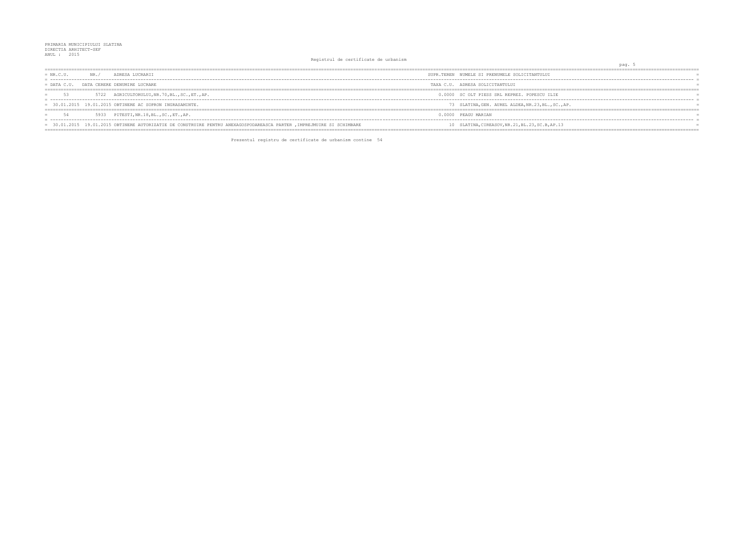PRIMARIA MUNICIPIULUI SLATINA
DIRECTIA ARHITECT-SEF
ANUL : 2015

Registrul de certificate de urbanism

| NR.C.U. / DATA C.U. | NR. / DATA CERERE | ADRESA LUCRARII / DENUMIRE LUCRARE | SUPR.TEREN / TAXA C.U. | NUMELE SI PRENUMELE SOLICITANTULUI / ADRESA SOLICITANTULUI |
|---|---|---|---|---|
| 53 | 5722 | AGRICULTORULUI,NR.70,BL.,SC.,ET.,AP. | 0.0000 | SC OLT PIESS SRL REPREZ. POPESCU ILIE |
| 30.01.2015 | 19.01.2015 | OBTINERE AC SOPRON INGRASAMINTE. | 73 | SLATINA,GEN. AUREL ALDEA,NR.23,BL.,SC.,AP. |
| 54 | 5933 | PITESTI,NR.18,BL.,SC.,ET.,AP. | 0.0000 | PEAGU MARIAN |
| 30.01.2015 | 19.01.2015 | OBTINERE AUTORIZATIE DE CONSTRUIRE PENTRU ANEXAGOSPODAREASCA PARTER ,IMPREJMUIRE SI SCHIMBARE | 10 | SLATINA,CIREASOV,NR.21,BL.23,SC.B,AP.13 |

Prezentul registru de certificate de urbanism contine 54